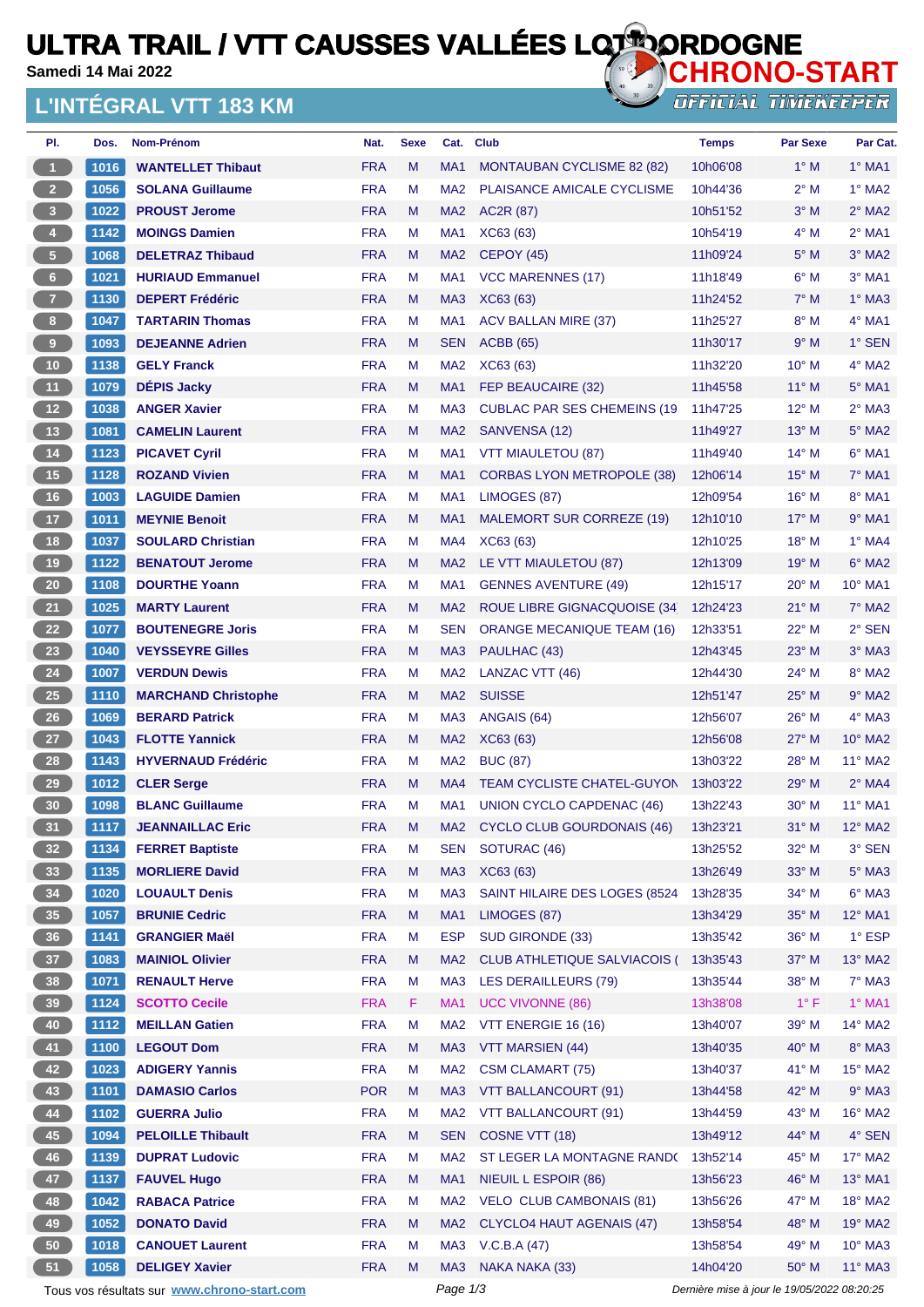# ULTRA TRAIL / VTT CAUSSES VALLÉES LOT DORDOGNE

**Samedi 14 Mai 2022**

CHRONO-START
OFFICIAL TIMEKEEPER

## L'INTÉGRAL VTT 183 KM

| Pl. | Dos. | Nom-Prénom | Nat. | Sexe | Cat. | Club | Temps | Par Sexe | Par Cat. |
|---|---|---|---|---|---|---|---|---|---|
| 1 | 1016 | **WANTELLET Thibaut** | FRA | M | MA1 | MONTAUBAN CYCLISME 82 (82) | 10h06'08 | 1° M | 1° MA1 |
| 2 | 1056 | **SOLANA Guillaume** | FRA | M | MA2 | PLAISANCE AMICALE CYCLISME | 10h44'36 | 2° M | 1° MA2 |
| 3 | 1022 | **PROUST Jerome** | FRA | M | MA2 | AC2R (87) | 10h51'52 | 3° M | 2° MA2 |
| 4 | 1142 | **MOINGS Damien** | FRA | M | MA1 | XC63 (63) | 10h54'19 | 4° M | 2° MA1 |
| 5 | 1068 | **DELETRAZ Thibaud** | FRA | M | MA2 | CEPOY (45) | 11h09'24 | 5° M | 3° MA2 |
| 6 | 1021 | **HURIAUD Emmanuel** | FRA | M | MA1 | VCC MARENNES (17) | 11h18'49 | 6° M | 3° MA1 |
| 7 | 1130 | **DEPERT Frédéric** | FRA | M | MA3 | XC63 (63) | 11h24'52 | 7° M | 1° MA3 |
| 8 | 1047 | **TARTARIN Thomas** | FRA | M | MA1 | ACV BALLAN MIRE (37) | 11h25'27 | 8° M | 4° MA1 |
| 9 | 1093 | **DEJEANNE Adrien** | FRA | M | SEN | ACBB (65) | 11h30'17 | 9° M | 1° SEN |
| 10 | 1138 | **GELY Franck** | FRA | M | MA2 | XC63 (63) | 11h32'20 | 10° M | 4° MA2 |
| 11 | 1079 | **DÉPIS Jacky** | FRA | M | MA1 | FEP BEAUCAIRE (32) | 11h45'58 | 11° M | 5° MA1 |
| 12 | 1038 | **ANGER Xavier** | FRA | M | MA3 | CUBLAC PAR SES CHEMEINS (19 | 11h47'25 | 12° M | 2° MA3 |
| 13 | 1081 | **CAMELIN Laurent** | FRA | M | MA2 | SANVENSA (12) | 11h49'27 | 13° M | 5° MA2 |
| 14 | 1123 | **PICAVET Cyril** | FRA | M | MA1 | VTT MIAULETOU (87) | 11h49'40 | 14° M | 6° MA1 |
| 15 | 1128 | **ROZAND Vivien** | FRA | M | MA1 | CORBAS LYON METROPOLE (38) | 12h06'14 | 15° M | 7° MA1 |
| 16 | 1003 | **LAGUIDE Damien** | FRA | M | MA1 | LIMOGES (87) | 12h09'54 | 16° M | 8° MA1 |
| 17 | 1011 | **MEYNIE Benoit** | FRA | M | MA1 | MALEMORT SUR CORREZE (19) | 12h10'10 | 17° M | 9° MA1 |
| 18 | 1037 | **SOULARD Christian** | FRA | M | MA4 | XC63 (63) | 12h10'25 | 18° M | 1° MA4 |
| 19 | 1122 | **BENATOUT Jerome** | FRA | M | MA2 | LE VTT MIAULETOU (87) | 12h13'09 | 19° M | 6° MA2 |
| 20 | 1108 | **DOURTHE Yoann** | FRA | M | MA1 | GENNES AVENTURE (49) | 12h15'17 | 20° M | 10° MA1 |
| 21 | 1025 | **MARTY Laurent** | FRA | M | MA2 | ROUE LIBRE GIGNACQUOISE (34 | 12h24'23 | 21° M | 7° MA2 |
| 22 | 1077 | **BOUTENEGRE Joris** | FRA | M | SEN | ORANGE MECANIQUE TEAM (16) | 12h33'51 | 22° M | 2° SEN |
| 23 | 1040 | **VEYSSEYRE Gilles** | FRA | M | MA3 | PAULHAC (43) | 12h43'45 | 23° M | 3° MA3 |
| 24 | 1007 | **VERDUN Dewis** | FRA | M | MA2 | LANZAC VTT (46) | 12h44'30 | 24° M | 8° MA2 |
| 25 | 1110 | **MARCHAND Christophe** | FRA | M | MA2 | SUISSE | 12h51'47 | 25° M | 9° MA2 |
| 26 | 1069 | **BERARD Patrick** | FRA | M | MA3 | ANGAIS (64) | 12h56'07 | 26° M | 4° MA3 |
| 27 | 1043 | **FLOTTE Yannick** | FRA | M | MA2 | XC63 (63) | 12h56'08 | 27° M | 10° MA2 |
| 28 | 1143 | **HYVERNAUD Frédéric** | FRA | M | MA2 | BUC (87) | 13h03'22 | 28° M | 11° MA2 |
| 29 | 1012 | **CLER Serge** | FRA | M | MA4 | TEAM CYCLISTE CHATEL-GUYON | 13h03'22 | 29° M | 2° MA4 |
| 30 | 1098 | **BLANC Guillaume** | FRA | M | MA1 | UNION CYCLO CAPDENAC (46) | 13h22'43 | 30° M | 11° MA1 |
| 31 | 1117 | **JEANNAILLAC Eric** | FRA | M | MA2 | CYCLO CLUB GOURDONAIS (46) | 13h23'21 | 31° M | 12° MA2 |
| 32 | 1134 | **FERRET Baptiste** | FRA | M | SEN | SOTURAC (46) | 13h25'52 | 32° M | 3° SEN |
| 33 | 1135 | **MORLIERE David** | FRA | M | MA3 | XC63 (63) | 13h26'49 | 33° M | 5° MA3 |
| 34 | 1020 | **LOUAULT Denis** | FRA | M | MA3 | SAINT HILAIRE DES LOGES (8524 | 13h28'35 | 34° M | 6° MA3 |
| 35 | 1057 | **BRUNIE Cedric** | FRA | M | MA1 | LIMOGES (87) | 13h34'29 | 35° M | 12° MA1 |
| 36 | 1141 | **GRANGIER Maël** | FRA | M | ESP | SUD GIRONDE (33) | 13h35'42 | 36° M | 1° ESP |
| 37 | 1083 | **MAINIOL Olivier** | FRA | M | MA2 | CLUB ATHLETIQUE SALVIACOIS ( | 13h35'43 | 37° M | 13° MA2 |
| 38 | 1071 | **RENAULT Herve** | FRA | M | MA3 | LES DERAILLEURS (79) | 13h35'44 | 38° M | 7° MA3 |
| 39 | 1124 | **SCOTTO Cecile** | FRA | F | MA1 | UCC VIVONNE (86) | 13h38'08 | 1° F | 1° MA1 |
| 40 | 1112 | **MEILLAN Gatien** | FRA | M | MA2 | VTT ENERGIE 16 (16) | 13h40'07 | 39° M | 14° MA2 |
| 41 | 1100 | **LEGOUT Dom** | FRA | M | MA3 | VTT MARSIEN (44) | 13h40'35 | 40° M | 8° MA3 |
| 42 | 1023 | **ADIGERY Yannis** | FRA | M | MA2 | CSM CLAMART (75) | 13h40'37 | 41° M | 15° MA2 |
| 43 | 1101 | **DAMASIO Carlos** | POR | M | MA3 | VTT BALLANCOURT (91) | 13h44'58 | 42° M | 9° MA3 |
| 44 | 1102 | **GUERRA Julio** | FRA | M | MA2 | VTT BALLANCOURT (91) | 13h44'59 | 43° M | 16° MA2 |
| 45 | 1094 | **PELOILLE Thibault** | FRA | M | SEN | COSNE VTT (18) | 13h49'12 | 44° M | 4° SEN |
| 46 | 1139 | **DUPRAT Ludovic** | FRA | M | MA2 | ST LEGER LA MONTAGNE RANDO | 13h52'14 | 45° M | 17° MA2 |
| 47 | 1137 | **FAUVEL Hugo** | FRA | M | MA1 | NIEUIL L ESPOIR (86) | 13h56'23 | 46° M | 13° MA1 |
| 48 | 1042 | **RABACA Patrice** | FRA | M | MA2 | VELO CLUB CAMBONAIS (81) | 13h56'26 | 47° M | 18° MA2 |
| 49 | 1052 | **DONATO David** | FRA | M | MA2 | CLYCLO4 HAUT AGENAIS (47) | 13h58'54 | 48° M | 19° MA2 |
| 50 | 1018 | **CANOUET Laurent** | FRA | M | MA3 | V.C.B.A (47) | 13h58'54 | 49° M | 10° MA3 |
| 51 | 1058 | **DELIGEY Xavier** | FRA | M | MA3 | NAKA NAKA (33) | 14h04'20 | 50° M | 11° MA3 |

Tous vos résultats sur www.chrono-start.com

*Dernière mise à jour le 19/05/2022 08:20:25*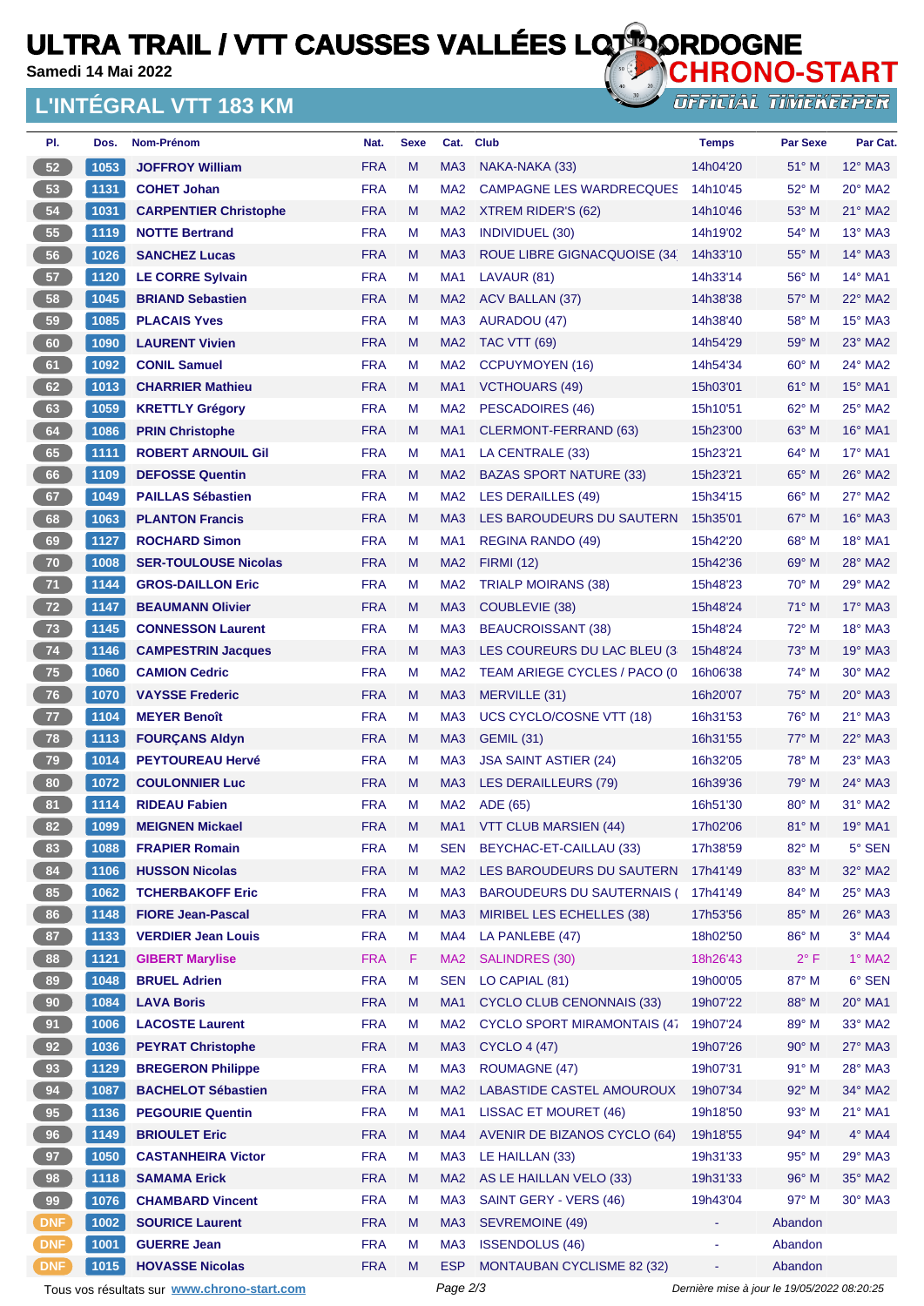# ULTRA TRAIL / VTT CAUSSES VALLÉES LOT DORDOGNE

**Samedi 14 Mai 2022**

CHRONO-START
OFFICIAL TIMEKEEPER

## L'INTÉGRAL VTT 183 KM

| Pl. | Dos. | Nom-Prénom | Nat. | Sexe | Cat. | Club | Temps | Par Sexe | Par Cat. |
|---|---|---|---|---|---|---|---|---|---|
| 52 | 1053 | JOFFROY William | FRA | M | MA3 | NAKA-NAKA (33) | 14h04'20 | 51° M | 12° MA3 |
| 53 | 1131 | COHET Johan | FRA | M | MA2 | CAMPAGNE LES WARDRECQUES | 14h10'45 | 52° M | 20° MA2 |
| 54 | 1031 | CARPENTIER Christophe | FRA | M | MA2 | XTREM RIDER'S (62) | 14h10'46 | 53° M | 21° MA2 |
| 55 | 1119 | NOTTE Bertrand | FRA | M | MA3 | INDIVIDUEL (30) | 14h19'02 | 54° M | 13° MA3 |
| 56 | 1026 | SANCHEZ Lucas | FRA | M | MA3 | ROUE LIBRE GIGNACQUOISE (34 | 14h33'10 | 55° M | 14° MA3 |
| 57 | 1120 | LE CORRE Sylvain | FRA | M | MA1 | LAVAUR (81) | 14h33'14 | 56° M | 14° MA1 |
| 58 | 1045 | BRIAND Sebastien | FRA | M | MA2 | ACV BALLAN (37) | 14h38'38 | 57° M | 22° MA2 |
| 59 | 1085 | PLACAIS Yves | FRA | M | MA3 | AURADOU (47) | 14h38'40 | 58° M | 15° MA3 |
| 60 | 1090 | LAURENT Vivien | FRA | M | MA2 | TAC VTT (69) | 14h54'29 | 59° M | 23° MA2 |
| 61 | 1092 | CONIL Samuel | FRA | M | MA2 | CCPUYMOYEN (16) | 14h54'34 | 60° M | 24° MA2 |
| 62 | 1013 | CHARRIER Mathieu | FRA | M | MA1 | VCTHOUARS (49) | 15h03'01 | 61° M | 15° MA1 |
| 63 | 1059 | KRETTLY Grégory | FRA | M | MA2 | PESCADOIRES (46) | 15h10'51 | 62° M | 25° MA2 |
| 64 | 1086 | PRIN Christophe | FRA | M | MA1 | CLERMONT-FERRAND (63) | 15h23'00 | 63° M | 16° MA1 |
| 65 | 1111 | ROBERT ARNOUIL Gil | FRA | M | MA1 | LA CENTRALE (33) | 15h23'21 | 64° M | 17° MA1 |
| 66 | 1109 | DEFOSSE Quentin | FRA | M | MA2 | BAZAS SPORT NATURE (33) | 15h23'21 | 65° M | 26° MA2 |
| 67 | 1049 | PAILLAS Sébastien | FRA | M | MA2 | LES DERAILLES (49) | 15h34'15 | 66° M | 27° MA2 |
| 68 | 1063 | PLANTON Francis | FRA | M | MA3 | LES BAROUDEURS DU SAUTERN | 15h35'01 | 67° M | 16° MA3 |
| 69 | 1127 | ROCHARD Simon | FRA | M | MA1 | REGINA RANDO (49) | 15h42'20 | 68° M | 18° MA1 |
| 70 | 1008 | SER-TOULOUSE Nicolas | FRA | M | MA2 | FIRMI (12) | 15h42'36 | 69° M | 28° MA2 |
| 71 | 1144 | GROS-DAILLON Eric | FRA | M | MA2 | TRIALP MOIRANS (38) | 15h48'23 | 70° M | 29° MA2 |
| 72 | 1147 | BEAUMANN Olivier | FRA | M | MA3 | COUBLEVIE (38) | 15h48'24 | 71° M | 17° MA3 |
| 73 | 1145 | CONNESSON Laurent | FRA | M | MA3 | BEAUCROISSANT (38) | 15h48'24 | 72° M | 18° MA3 |
| 74 | 1146 | CAMPESTRIN Jacques | FRA | M | MA3 | LES COUREURS DU LAC BLEU (3 | 15h48'24 | 73° M | 19° MA3 |
| 75 | 1060 | CAMION Cedric | FRA | M | MA2 | TEAM ARIEGE CYCLES / PACO (0 | 16h06'38 | 74° M | 30° MA2 |
| 76 | 1070 | VAYSSE Frederic | FRA | M | MA3 | MERVILLE (31) | 16h20'07 | 75° M | 20° MA3 |
| 77 | 1104 | MEYER Benoît | FRA | M | MA3 | UCS CYCLO/COSNE VTT (18) | 16h31'53 | 76° M | 21° MA3 |
| 78 | 1113 | FOURÇANS Aldyn | FRA | M | MA3 | GEMIL (31) | 16h31'55 | 77° M | 22° MA3 |
| 79 | 1014 | PEYTOUREAU Hervé | FRA | M | MA3 | JSA SAINT ASTIER (24) | 16h32'05 | 78° M | 23° MA3 |
| 80 | 1072 | COULONNIER Luc | FRA | M | MA3 | LES DERAILLEURS (79) | 16h39'36 | 79° M | 24° MA3 |
| 81 | 1114 | RIDEAU Fabien | FRA | M | MA2 | ADE (65) | 16h51'30 | 80° M | 31° MA2 |
| 82 | 1099 | MEIGNEN Mickael | FRA | M | MA1 | VTT CLUB MARSIEN (44) | 17h02'06 | 81° M | 19° MA1 |
| 83 | 1088 | FRAPIER Romain | FRA | M | SEN | BEYCHAC-ET-CAILLAU (33) | 17h38'59 | 82° M | 5° SEN |
| 84 | 1106 | HUSSON Nicolas | FRA | M | MA2 | LES BAROUDEURS DU SAUTERN | 17h41'49 | 83° M | 32° MA2 |
| 85 | 1062 | TCHERBAKOFF Eric | FRA | M | MA3 | BAROUDEURS DU SAUTERNAIS ( | 17h41'49 | 84° M | 25° MA3 |
| 86 | 1148 | FIORE Jean-Pascal | FRA | M | MA3 | MIRIBEL LES ECHELLES (38) | 17h53'56 | 85° M | 26° MA3 |
| 87 | 1133 | VERDIER Jean Louis | FRA | M | MA4 | LA PANLEBE (47) | 18h02'50 | 86° M | 3° MA4 |
| 88 | 1121 | GIBERT Marylise | FRA | F | MA2 | SALINDRES (30) | 18h26'43 | 2° F | 1° MA2 |
| 89 | 1048 | BRUEL Adrien | FRA | M | SEN | LO CAPIAL (81) | 19h00'05 | 87° M | 6° SEN |
| 90 | 1084 | LAVA Boris | FRA | M | MA1 | CYCLO CLUB CENONNAIS (33) | 19h07'22 | 88° M | 20° MA1 |
| 91 | 1006 | LACOSTE Laurent | FRA | M | MA2 | CYCLO SPORT MIRAMONTAIS (47 | 19h07'24 | 89° M | 33° MA2 |
| 92 | 1036 | PEYRAT Christophe | FRA | M | MA3 | CYCLO 4 (47) | 19h07'26 | 90° M | 27° MA3 |
| 93 | 1129 | BREGERON Philippe | FRA | M | MA3 | ROUMAGNE (47) | 19h07'31 | 91° M | 28° MA3 |
| 94 | 1087 | BACHELOT Sébastien | FRA | M | MA2 | LABASTIDE CASTEL AMOUROUX | 19h07'34 | 92° M | 34° MA2 |
| 95 | 1136 | PEGOURIE Quentin | FRA | M | MA1 | LISSAC ET MOURET (46) | 19h18'50 | 93° M | 21° MA1 |
| 96 | 1149 | BRIOULET Eric | FRA | M | MA4 | AVENIR DE BIZANOS CYCLO (64) | 19h18'55 | 94° M | 4° MA4 |
| 97 | 1050 | CASTANHEIRA Victor | FRA | M | MA3 | LE HAILLAN (33) | 19h31'33 | 95° M | 29° MA3 |
| 98 | 1118 | SAMAMA Erick | FRA | M | MA2 | AS LE HAILLAN VELO (33) | 19h31'33 | 96° M | 35° MA2 |
| 99 | 1076 | CHAMBARD Vincent | FRA | M | MA3 | SAINT GERY - VERS (46) | 19h43'04 | 97° M | 30° MA3 |
| DNF | 1002 | SOURICE Laurent | FRA | M | MA3 | SEVREMOINE (49) | - | Abandon | |
| DNF | 1001 | GUERRE Jean | FRA | M | MA3 | ISSENDOLUS (46) | - | Abandon | |
| DNF | 1015 | HOVASSE Nicolas | FRA | M | ESP | MONTAUBAN CYCLISME 82 (32) | - | Abandon | |

Tous vos résultats sur www.chrono-start.com — Dernière mise à jour le 19/05/2022 08:20:25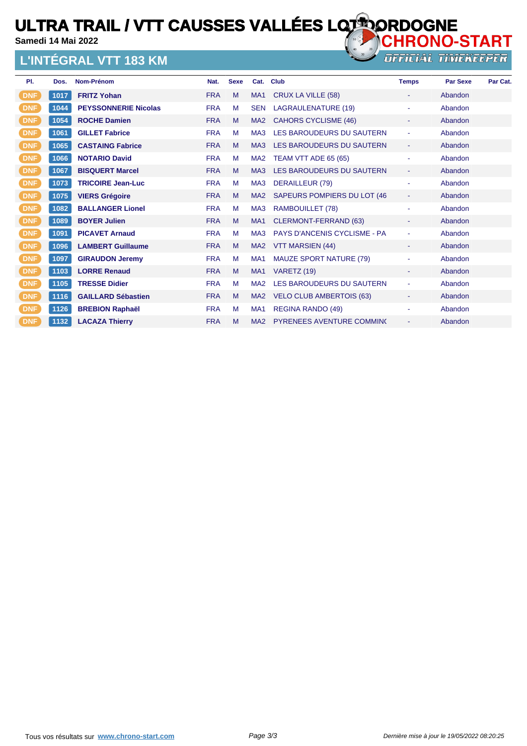# ULTRA TRAIL / VTT CAUSSES VALLÉES LOT DORDOGNE

**Samedi 14 Mai 2022**

CHRONO-START
OFFICIAL TIMEKEEPER

## L'INTÉGRAL VTT 183 KM

| Pl. | Dos. | Nom-Prénom | Nat. | Sexe | Cat. | Club | Temps | Par Sexe | Par Cat. |
|---|---|---|---|---|---|---|---|---|---|
| DNF | 1017 | **FRITZ Yohan** | FRA | M | MA1 | CRUX LA VILLE (58) | - | Abandon | |
| DNF | 1044 | **PEYSSONNERIE Nicolas** | FRA | M | SEN | LAGRAULENATURE (19) | - | Abandon | |
| DNF | 1054 | **ROCHE Damien** | FRA | M | MA2 | CAHORS CYCLISME (46) | - | Abandon | |
| DNF | 1061 | **GILLET Fabrice** | FRA | M | MA3 | LES BAROUDEURS DU SAUTERN | - | Abandon | |
| DNF | 1065 | **CASTAING Fabrice** | FRA | M | MA3 | LES BAROUDEURS DU SAUTERN | - | Abandon | |
| DNF | 1066 | **NOTARIO David** | FRA | M | MA2 | TEAM VTT ADE 65 (65) | - | Abandon | |
| DNF | 1067 | **BISQUERT Marcel** | FRA | M | MA3 | LES BAROUDEURS DU SAUTERN | - | Abandon | |
| DNF | 1073 | **TRICOIRE Jean-Luc** | FRA | M | MA3 | DERAILLEUR (79) | - | Abandon | |
| DNF | 1075 | **VIERS Grégoire** | FRA | M | MA2 | SAPEURS POMPIERS DU LOT (46 | - | Abandon | |
| DNF | 1082 | **BALLANGER Lionel** | FRA | M | MA3 | RAMBOUILLET (78) | - | Abandon | |
| DNF | 1089 | **BOYER Julien** | FRA | M | MA1 | CLERMONT-FERRAND (63) | - | Abandon | |
| DNF | 1091 | **PICAVET Arnaud** | FRA | M | MA3 | PAYS D'ANCENIS CYCLISME - PA | - | Abandon | |
| DNF | 1096 | **LAMBERT Guillaume** | FRA | M | MA2 | VTT MARSIEN (44) | - | Abandon | |
| DNF | 1097 | **GIRAUDON Jeremy** | FRA | M | MA1 | MAUZE SPORT NATURE (79) | - | Abandon | |
| DNF | 1103 | **LORRE Renaud** | FRA | M | MA1 | VARETZ (19) | - | Abandon | |
| DNF | 1105 | **TRESSE Didier** | FRA | M | MA2 | LES BAROUDEURS DU SAUTERN | - | Abandon | |
| DNF | 1116 | **GAILLARD Sébastien** | FRA | M | MA2 | VELO CLUB AMBERTOIS (63) | - | Abandon | |
| DNF | 1126 | **BREBION Raphaël** | FRA | M | MA1 | REGINA RANDO (49) | - | Abandon | |
| DNF | 1132 | **LACAZA Thierry** | FRA | M | MA2 | PYRENEES AVENTURE COMMIN( | - | Abandon | |

Tous vos résultats sur www.chrono-start.com

*Dernière mise à jour le 19/05/2022 08:20:25*